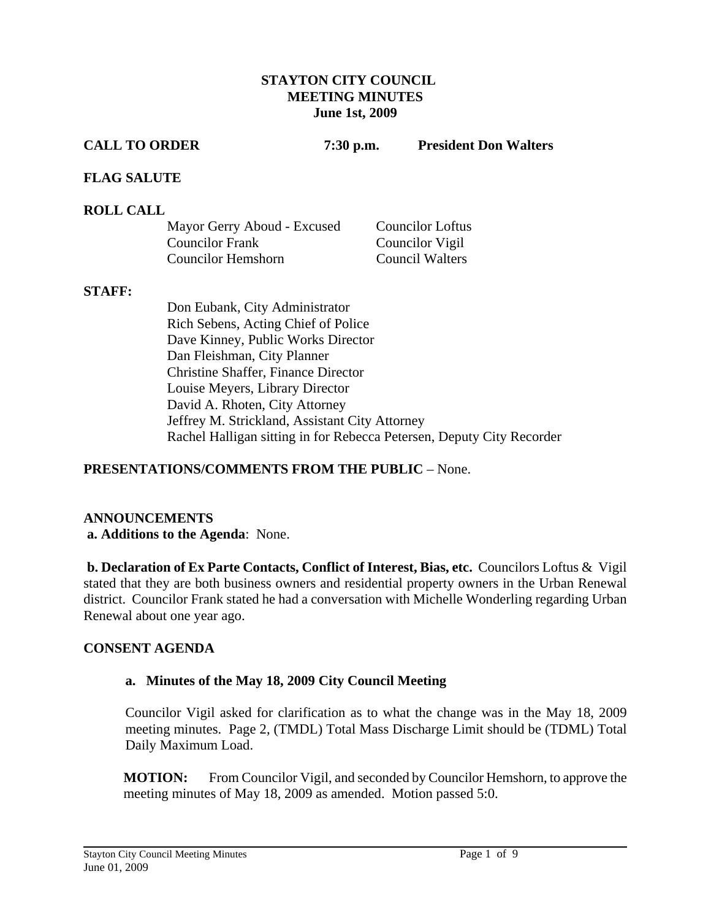# STAYTON CITY COUNCIL
## MEETING MINUTES
### June 1st, 2009

**CALL TO ORDER** **7:30 p.m.** **President Don Walters**

**FLAG SALUTE**

**ROLL CALL**

| | |
|---|---|
| Mayor Gerry Aboud - Excused | Councilor Loftus |
| Councilor Frank | Councilor Vigil |
| Councilor Hemshorn | Council Walters |

**STAFF:**

Don Eubank, City Administrator
Rich Sebens, Acting Chief of Police
Dave Kinney, Public Works Director
Dan Fleishman, City Planner
Christine Shaffer, Finance Director
Louise Meyers, Library Director
David A. Rhoten, City Attorney
Jeffrey M. Strickland, Assistant City Attorney
Rachel Halligan sitting in for Rebecca Petersen, Deputy City Recorder

**PRESENTATIONS/COMMENTS FROM THE PUBLIC** – None.

**ANNOUNCEMENTS**

**a. Additions to the Agenda**: None.

**b. Declaration of Ex Parte Contacts, Conflict of Interest, Bias, etc.** Councilors Loftus & Vigil stated that they are both business owners and residential property owners in the Urban Renewal district. Councilor Frank stated he had a conversation with Michelle Wonderling regarding Urban Renewal about one year ago.

**CONSENT AGENDA**

**a. Minutes of the May 18, 2009 City Council Meeting**

Councilor Vigil asked for clarification as to what the change was in the May 18, 2009 meeting minutes. Page 2, (TMDL) Total Mass Discharge Limit should be (TDML) Total Daily Maximum Load.

**MOTION:** From Councilor Vigil, and seconded by Councilor Hemshorn, to approve the meeting minutes of May 18, 2009 as amended. Motion passed 5:0.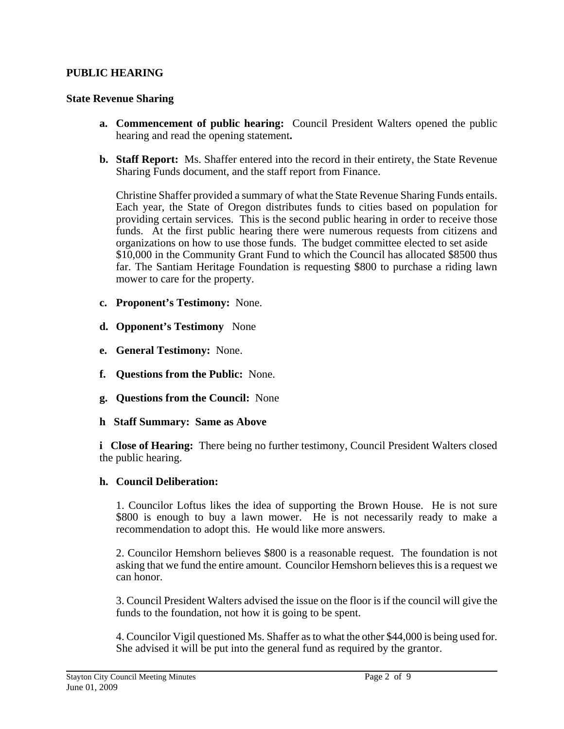**PUBLIC HEARING**

**State Revenue Sharing**

**a. Commencement of public hearing:** Council President Walters opened the public hearing and read the opening statement**.**

**b. Staff Report:** Ms. Shaffer entered into the record in their entirety, the State Revenue Sharing Funds document, and the staff report from Finance.

Christine Shaffer provided a summary of what the State Revenue Sharing Funds entails. Each year, the State of Oregon distributes funds to cities based on population for providing certain services. This is the second public hearing in order to receive those funds. At the first public hearing there were numerous requests from citizens and organizations on how to use those funds. The budget committee elected to set aside $10,000 in the Community Grant Fund to which the Council has allocated $8500 thus far. The Santiam Heritage Foundation is requesting $800 to purchase a riding lawn mower to care for the property.

**c. Proponent's Testimony:** None.

**d. Opponent's Testimony** None

**e. General Testimony:** None.

**f. Questions from the Public:** None.

**g. Questions from the Council:** None

**h Staff Summary: Same as Above**

**i Close of Hearing:** There being no further testimony, Council President Walters closed the public hearing.

**h. Council Deliberation:**

1. Councilor Loftus likes the idea of supporting the Brown House. He is not sure $800 is enough to buy a lawn mower. He is not necessarily ready to make a recommendation to adopt this. He would like more answers.

2. Councilor Hemshorn believes $800 is a reasonable request. The foundation is not asking that we fund the entire amount. Councilor Hemshorn believes this is a request we can honor.

3. Council President Walters advised the issue on the floor is if the council will give the funds to the foundation, not how it is going to be spent.

4. Councilor Vigil questioned Ms. Shaffer as to what the other $44,000 is being used for. She advised it will be put into the general fund as required by the grantor.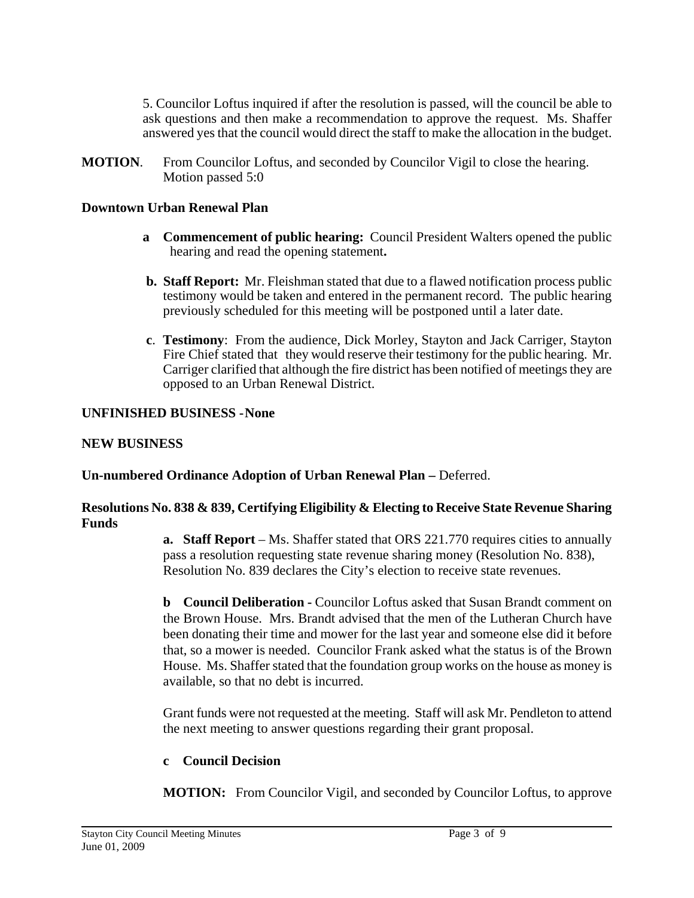5. Councilor Loftus inquired if after the resolution is passed, will the council be able to ask questions and then make a recommendation to approve the request. Ms. Shaffer answered yes that the council would direct the staff to make the allocation in the budget.

**MOTION**. From Councilor Loftus, and seconded by Councilor Vigil to close the hearing. Motion passed 5:0

**Downtown Urban Renewal Plan**

**a Commencement of public hearing:** Council President Walters opened the public hearing and read the opening statement**.**

**b. Staff Report:** Mr. Fleishman stated that due to a flawed notification process public testimony would be taken and entered in the permanent record. The public hearing previously scheduled for this meeting will be postponed until a later date.

**c**. **Testimony**: From the audience, Dick Morley, Stayton and Jack Carriger, Stayton Fire Chief stated that they would reserve their testimony for the public hearing. Mr. Carriger clarified that although the fire district has been notified of meetings they are opposed to an Urban Renewal District.

**UNFINISHED BUSINESS - None**

**NEW BUSINESS**

**Un-numbered Ordinance Adoption of Urban Renewal Plan –** Deferred.

**Resolutions No. 838 & 839, Certifying Eligibility & Electing to Receive State Revenue Sharing Funds**

**a. Staff Report** – Ms. Shaffer stated that ORS 221.770 requires cities to annually pass a resolution requesting state revenue sharing money (Resolution No. 838), Resolution No. 839 declares the City's election to receive state revenues.

**b Council Deliberation -** Councilor Loftus asked that Susan Brandt comment on the Brown House. Mrs. Brandt advised that the men of the Lutheran Church have been donating their time and mower for the last year and someone else did it before that, so a mower is needed. Councilor Frank asked what the status is of the Brown House. Ms. Shaffer stated that the foundation group works on the house as money is available, so that no debt is incurred.

Grant funds were not requested at the meeting. Staff will ask Mr. Pendleton to attend the next meeting to answer questions regarding their grant proposal.

**c Council Decision**

**MOTION:** From Councilor Vigil, and seconded by Councilor Loftus, to approve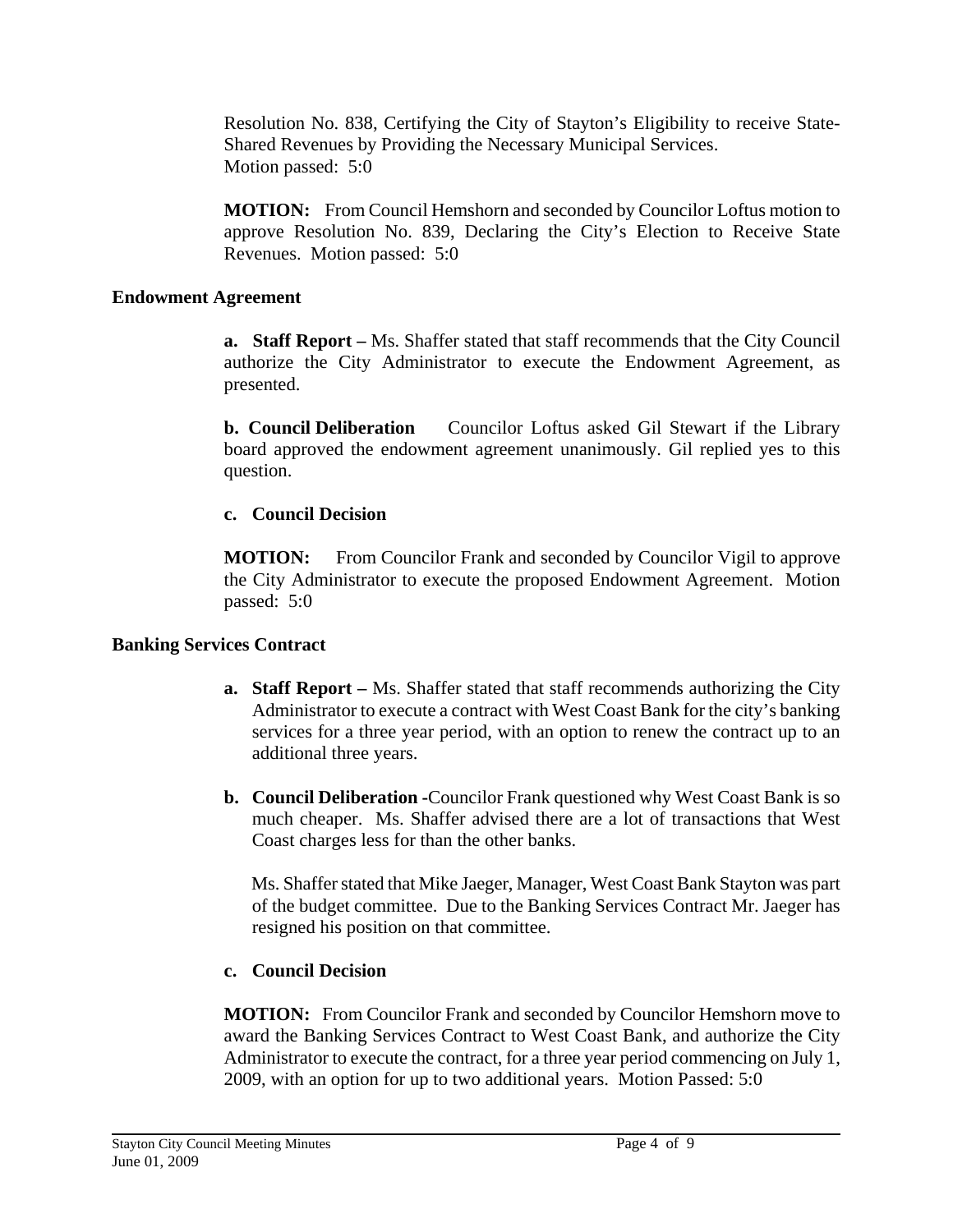Resolution No. 838, Certifying the City of Stayton's Eligibility to receive State-Shared Revenues by Providing the Necessary Municipal Services.
Motion passed: 5:0

**MOTION:** From Council Hemshorn and seconded by Councilor Loftus motion to approve Resolution No. 839, Declaring the City's Election to Receive State Revenues. Motion passed: 5:0

## Endowment Agreement

**a. Staff Report –** Ms. Shaffer stated that staff recommends that the City Council authorize the City Administrator to execute the Endowment Agreement, as presented.

**b. Council Deliberation** Councilor Loftus asked Gil Stewart if the Library board approved the endowment agreement unanimously. Gil replied yes to this question.

**c. Council Decision**

**MOTION:** From Councilor Frank and seconded by Councilor Vigil to approve the City Administrator to execute the proposed Endowment Agreement. Motion passed: 5:0

## Banking Services Contract

**a. Staff Report –** Ms. Shaffer stated that staff recommends authorizing the City Administrator to execute a contract with West Coast Bank for the city's banking services for a three year period, with an option to renew the contract up to an additional three years.

**b. Council Deliberation** -Councilor Frank questioned why West Coast Bank is so much cheaper. Ms. Shaffer advised there are a lot of transactions that West Coast charges less for than the other banks.

Ms. Shaffer stated that Mike Jaeger, Manager, West Coast Bank Stayton was part of the budget committee. Due to the Banking Services Contract Mr. Jaeger has resigned his position on that committee.

**c. Council Decision**

**MOTION:** From Councilor Frank and seconded by Councilor Hemshorn move to award the Banking Services Contract to West Coast Bank, and authorize the City Administrator to execute the contract, for a three year period commencing on July 1, 2009, with an option for up to two additional years. Motion Passed: 5:0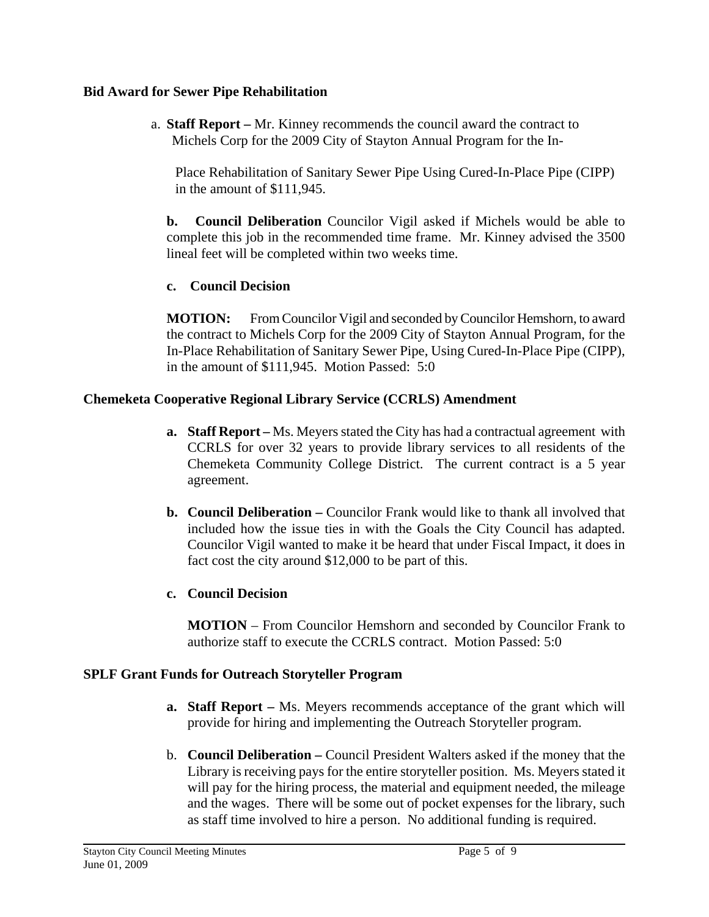**Bid Award for Sewer Pipe Rehabilitation**

a. **Staff Report –** Mr. Kinney recommends the council award the contract to Michels Corp for the 2009 City of Stayton Annual Program for the In-Place Rehabilitation of Sanitary Sewer Pipe Using Cured-In-Place Pipe (CIPP) in the amount of $111,945.

**b. Council Deliberation** Councilor Vigil asked if Michels would be able to complete this job in the recommended time frame. Mr. Kinney advised the 3500 lineal feet will be completed within two weeks time.

**c. Council Decision**

**MOTION:** From Councilor Vigil and seconded by Councilor Hemshorn, to award the contract to Michels Corp for the 2009 City of Stayton Annual Program, for the In-Place Rehabilitation of Sanitary Sewer Pipe, Using Cured-In-Place Pipe (CIPP), in the amount of $111,945. Motion Passed: 5:0

**Chemeketa Cooperative Regional Library Service (CCRLS) Amendment**

**a. Staff Report –** Ms. Meyers stated the City has had a contractual agreement with CCRLS for over 32 years to provide library services to all residents of the Chemeketa Community College District. The current contract is a 5 year agreement.

**b. Council Deliberation –** Councilor Frank would like to thank all involved that included how the issue ties in with the Goals the City Council has adapted. Councilor Vigil wanted to make it be heard that under Fiscal Impact, it does in fact cost the city around $12,000 to be part of this.

**c. Council Decision**

**MOTION** – From Councilor Hemshorn and seconded by Councilor Frank to authorize staff to execute the CCRLS contract. Motion Passed: 5:0

**SPLF Grant Funds for Outreach Storyteller Program**

**a. Staff Report –** Ms. Meyers recommends acceptance of the grant which will provide for hiring and implementing the Outreach Storyteller program.

b. **Council Deliberation –** Council President Walters asked if the money that the Library is receiving pays for the entire storyteller position. Ms. Meyers stated it will pay for the hiring process, the material and equipment needed, the mileage and the wages. There will be some out of pocket expenses for the library, such as staff time involved to hire a person. No additional funding is required.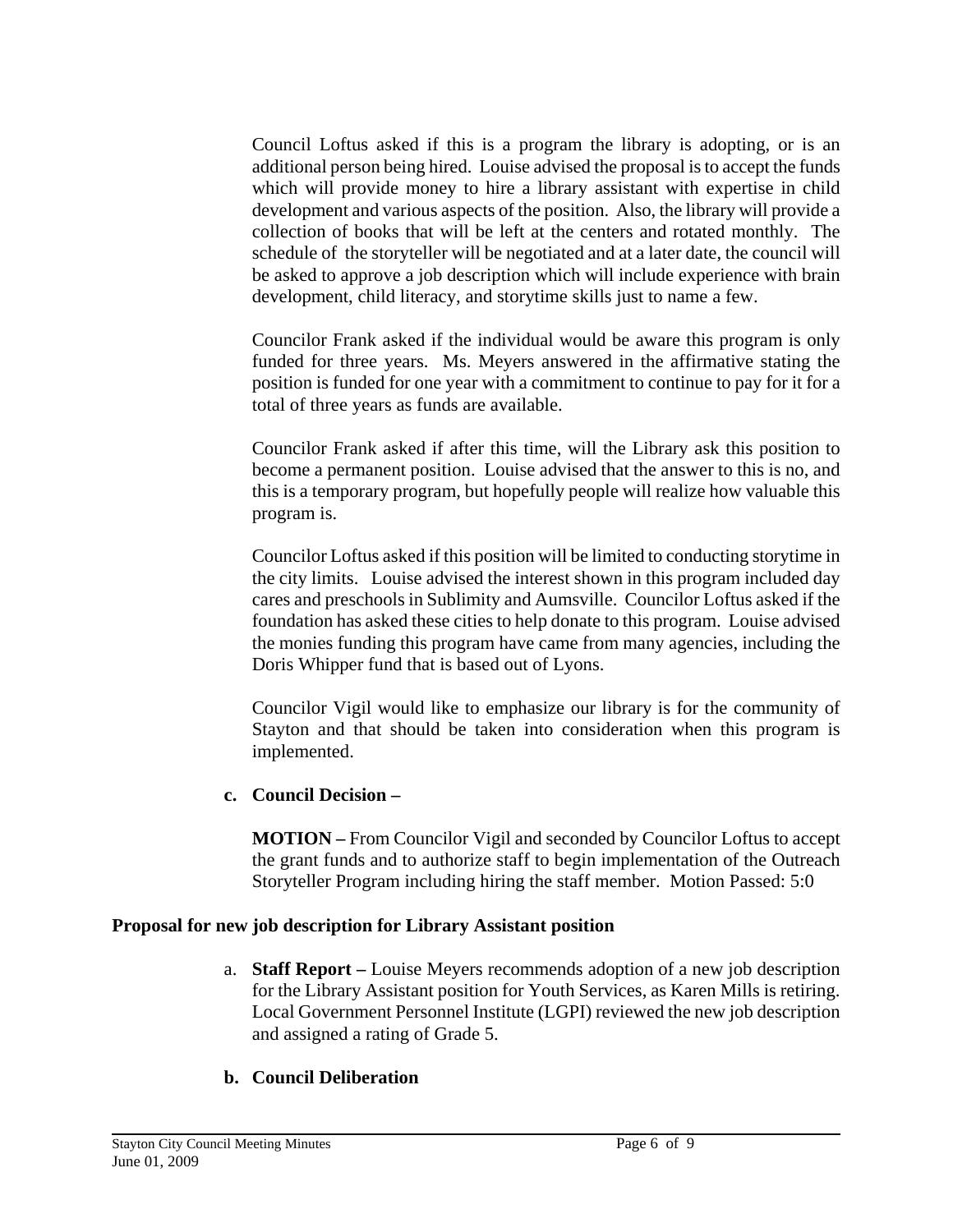Council Loftus asked if this is a program the library is adopting, or is an additional person being hired. Louise advised the proposal is to accept the funds which will provide money to hire a library assistant with expertise in child development and various aspects of the position. Also, the library will provide a collection of books that will be left at the centers and rotated monthly. The schedule of the storyteller will be negotiated and at a later date, the council will be asked to approve a job description which will include experience with brain development, child literacy, and storytime skills just to name a few.

Councilor Frank asked if the individual would be aware this program is only funded for three years. Ms. Meyers answered in the affirmative stating the position is funded for one year with a commitment to continue to pay for it for a total of three years as funds are available.

Councilor Frank asked if after this time, will the Library ask this position to become a permanent position. Louise advised that the answer to this is no, and this is a temporary program, but hopefully people will realize how valuable this program is.

Councilor Loftus asked if this position will be limited to conducting storytime in the city limits. Louise advised the interest shown in this program included day cares and preschools in Sublimity and Aumsville. Councilor Loftus asked if the foundation has asked these cities to help donate to this program. Louise advised the monies funding this program have came from many agencies, including the Doris Whipper fund that is based out of Lyons.

Councilor Vigil would like to emphasize our library is for the community of Stayton and that should be taken into consideration when this program is implemented.

**c. Council Decision –**

**MOTION –** From Councilor Vigil and seconded by Councilor Loftus to accept the grant funds and to authorize staff to begin implementation of the Outreach Storyteller Program including hiring the staff member. Motion Passed: 5:0

**Proposal for new job description for Library Assistant position**

a. **Staff Report –** Louise Meyers recommends adoption of a new job description for the Library Assistant position for Youth Services, as Karen Mills is retiring. Local Government Personnel Institute (LGPI) reviewed the new job description and assigned a rating of Grade 5.

**b. Council Deliberation**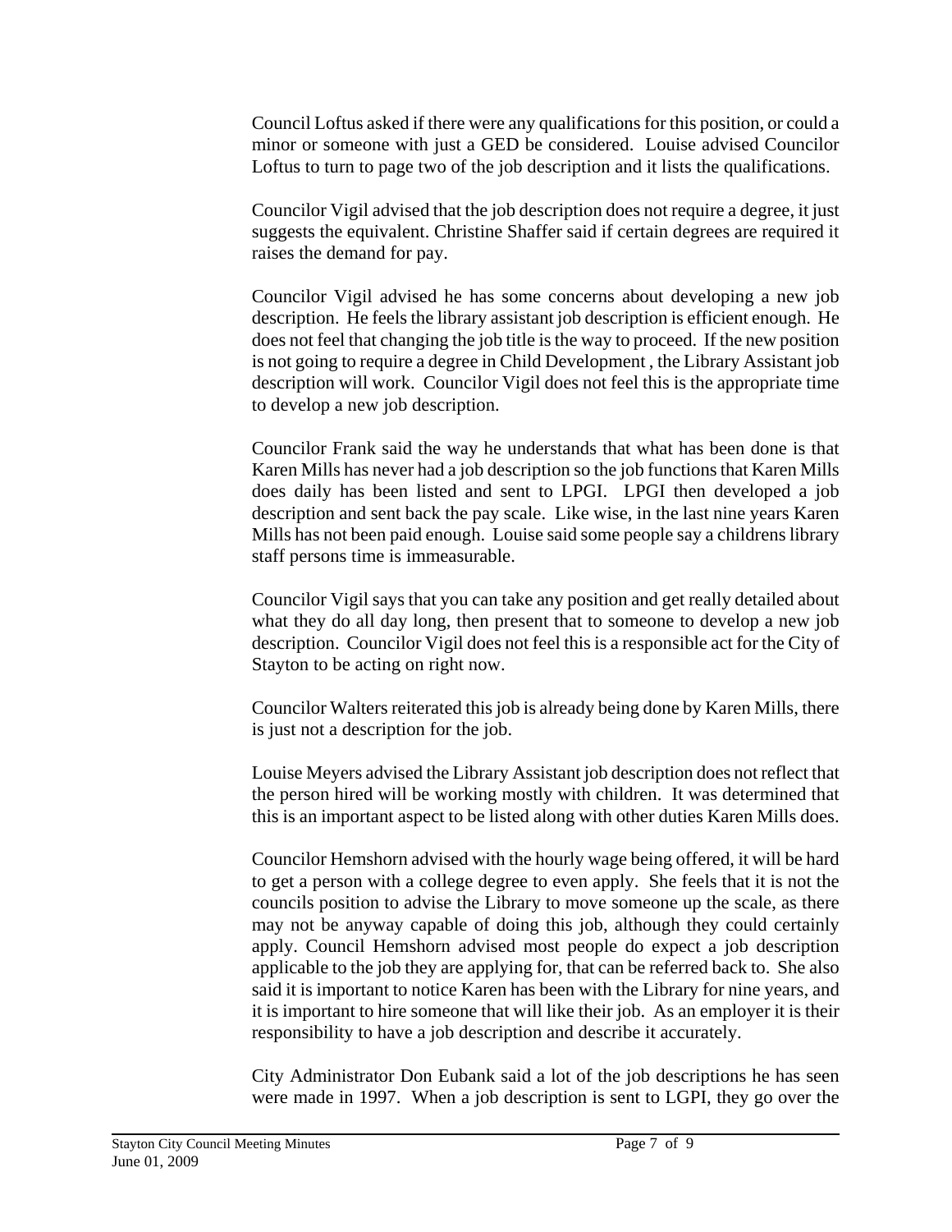Council Loftus asked if there were any qualifications for this position, or could a minor or someone with just a GED be considered. Louise advised Councilor Loftus to turn to page two of the job description and it lists the qualifications.

Councilor Vigil advised that the job description does not require a degree, it just suggests the equivalent. Christine Shaffer said if certain degrees are required it raises the demand for pay.

Councilor Vigil advised he has some concerns about developing a new job description. He feels the library assistant job description is efficient enough. He does not feel that changing the job title is the way to proceed. If the new position is not going to require a degree in Child Development , the Library Assistant job description will work. Councilor Vigil does not feel this is the appropriate time to develop a new job description.

Councilor Frank said the way he understands that what has been done is that Karen Mills has never had a job description so the job functions that Karen Mills does daily has been listed and sent to LPGI. LPGI then developed a job description and sent back the pay scale. Like wise, in the last nine years Karen Mills has not been paid enough. Louise said some people say a childrens library staff persons time is immeasurable.

Councilor Vigil says that you can take any position and get really detailed about what they do all day long, then present that to someone to develop a new job description. Councilor Vigil does not feel this is a responsible act for the City of Stayton to be acting on right now.

Councilor Walters reiterated this job is already being done by Karen Mills, there is just not a description for the job.

Louise Meyers advised the Library Assistant job description does not reflect that the person hired will be working mostly with children. It was determined that this is an important aspect to be listed along with other duties Karen Mills does.

Councilor Hemshorn advised with the hourly wage being offered, it will be hard to get a person with a college degree to even apply. She feels that it is not the councils position to advise the Library to move someone up the scale, as there may not be anyway capable of doing this job, although they could certainly apply. Council Hemshorn advised most people do expect a job description applicable to the job they are applying for, that can be referred back to. She also said it is important to notice Karen has been with the Library for nine years, and it is important to hire someone that will like their job. As an employer it is their responsibility to have a job description and describe it accurately.

City Administrator Don Eubank said a lot of the job descriptions he has seen were made in 1997. When a job description is sent to LGPI, they go over the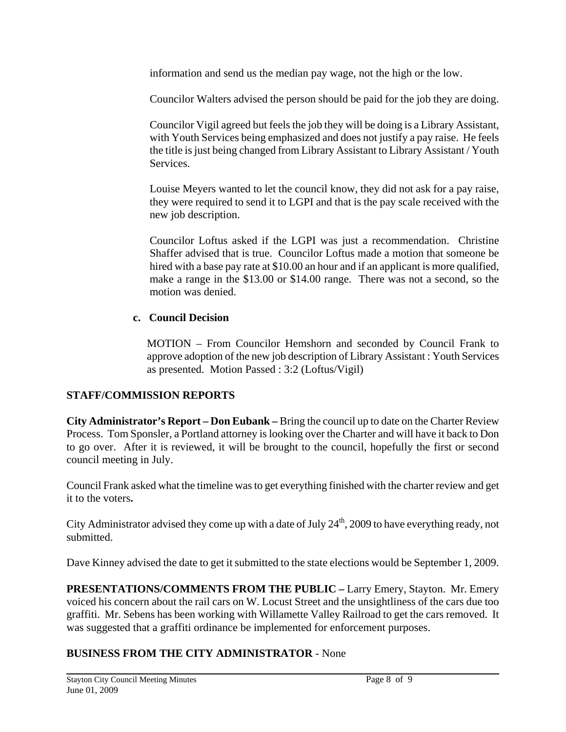information and send us the median pay wage, not the high or the low.

Councilor Walters advised the person should be paid for the job they are doing.

Councilor Vigil agreed but feels the job they will be doing is a Library Assistant, with Youth Services being emphasized and does not justify a pay raise. He feels the title is just being changed from Library Assistant to Library Assistant / Youth Services.

Louise Meyers wanted to let the council know, they did not ask for a pay raise, they were required to send it to LGPI and that is the pay scale received with the new job description.

Councilor Loftus asked if the LGPI was just a recommendation. Christine Shaffer advised that is true. Councilor Loftus made a motion that someone be hired with a base pay rate at $10.00 an hour and if an applicant is more qualified, make a range in the $13.00 or $14.00 range. There was not a second, so the motion was denied.

**c. Council Decision**

MOTION – From Councilor Hemshorn and seconded by Council Frank to approve adoption of the new job description of Library Assistant : Youth Services as presented. Motion Passed : 3:2 (Loftus/Vigil)

## STAFF/COMMISSION REPORTS

**City Administrator's Report – Don Eubank –** Bring the council up to date on the Charter Review Process. Tom Sponsler, a Portland attorney is looking over the Charter and will have it back to Don to go over. After it is reviewed, it will be brought to the council, hopefully the first or second council meeting in July.

Council Frank asked what the timeline was to get everything finished with the charter review and get it to the voters**.**

City Administrator advised they come up with a date of July 24th, 2009 to have everything ready, not submitted.

Dave Kinney advised the date to get it submitted to the state elections would be September 1, 2009.

**PRESENTATIONS/COMMENTS FROM THE PUBLIC –** Larry Emery, Stayton. Mr. Emery voiced his concern about the rail cars on W. Locust Street and the unsightliness of the cars due too graffiti. Mr. Sebens has been working with Willamette Valley Railroad to get the cars removed. It was suggested that a graffiti ordinance be implemented for enforcement purposes.

## BUSINESS FROM THE CITY ADMINISTRATOR - None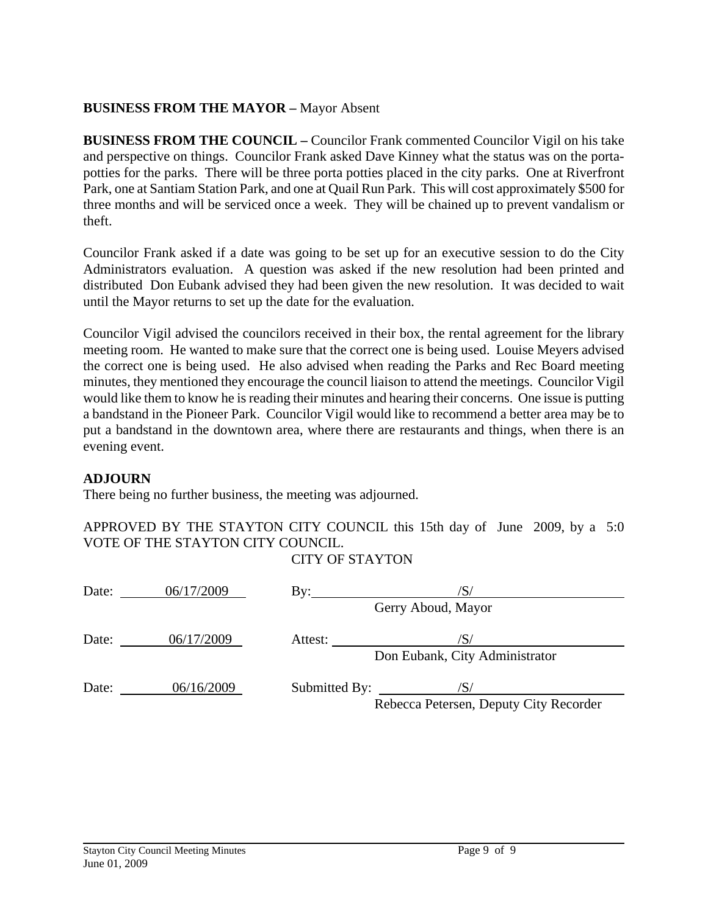**BUSINESS FROM THE MAYOR –** Mayor Absent

**BUSINESS FROM THE COUNCIL –** Councilor Frank commented Councilor Vigil on his take and perspective on things. Councilor Frank asked Dave Kinney what the status was on the porta-potties for the parks. There will be three porta potties placed in the city parks. One at Riverfront Park, one at Santiam Station Park, and one at Quail Run Park. This will cost approximately $500 for three months and will be serviced once a week. They will be chained up to prevent vandalism or theft.

Councilor Frank asked if a date was going to be set up for an executive session to do the City Administrators evaluation. A question was asked if the new resolution had been printed and distributed Don Eubank advised they had been given the new resolution. It was decided to wait until the Mayor returns to set up the date for the evaluation.

Councilor Vigil advised the councilors received in their box, the rental agreement for the library meeting room. He wanted to make sure that the correct one is being used. Louise Meyers advised the correct one is being used. He also advised when reading the Parks and Rec Board meeting minutes, they mentioned they encourage the council liaison to attend the meetings. Councilor Vigil would like them to know he is reading their minutes and hearing their concerns. One issue is putting a bandstand in the Pioneer Park. Councilor Vigil would like to recommend a better area may be to put a bandstand in the downtown area, where there are restaurants and things, when there is an evening event.

**ADJOURN**

There being no further business, the meeting was adjourned.

APPROVED BY THE STAYTON CITY COUNCIL this 15th day of June 2009, by a 5:0 VOTE OF THE STAYTON CITY COUNCIL.

CITY OF STAYTON

Date: 06/17/2009 By: /S/
Gerry Aboud, Mayor

Date: 06/17/2009 Attest: /S/
Don Eubank, City Administrator

Date: 06/16/2009 Submitted By: /S/
Rebecca Petersen, Deputy City Recorder